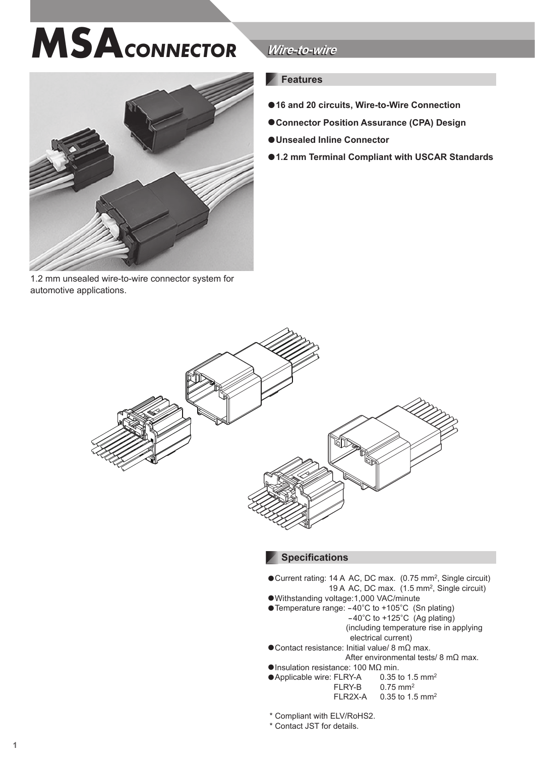# MSA CONNECTOR

## Wire-to-wire

1.2 mm unsealed wire-to-wire connector system for automotive applications.

### Features

- **16 and 20 circuits, Wire-to-Wire Connection**
- **Connector Position Assurance (CPA) Design**
- **Unsealed Inline Connector**
- **1.2 mm Terminal Compliant with USCAR Standards**

### Specifications

- Current rating: 14 A AC, DC max. (0.75 mm$^2$, Single circuit)
  19 A AC, DC max. (1.5 mm$^2$, Single circuit)
- Withstanding voltage: 1,000 VAC/minute
- Temperature range: −40°C to +105°C (Sn plating)
  −40°C to +125°C (Ag plating)
  (including temperature rise in applying electrical current)
- Contact resistance: Initial value/ 8 mΩ max.
  After environmental tests/ 8 mΩ max.
- Insulation resistance: 100 MΩ min.
- Applicable wire: FLRY-A 0.35 to 1.5 mm$^2$
  FLRY-B 0.75 mm$^2$
  FLR2X-A 0.35 to 1.5 mm$^2$

\* Compliant with ELV/RoHS2.

\* Contact JST for details.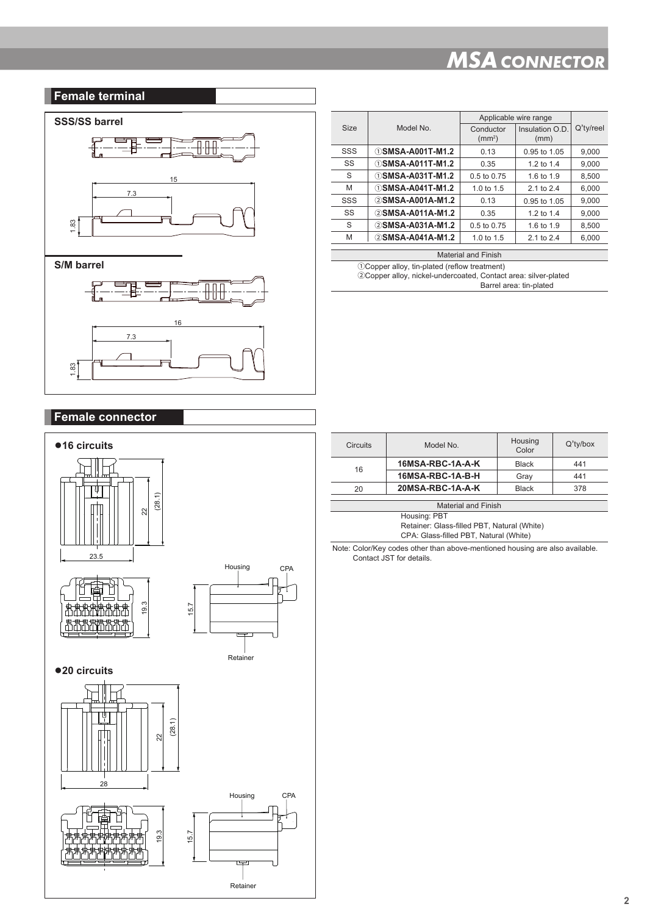## Female terminal

### SSS/SS barrel

15

7.3

1.83

### S/M barrel

16

7.3

1.83

| Size | Model No. | Applicable wire range | | Q'ty/reel |
|---|---|---|---|---|
| | | Conductor ($mm^2$) | Insulation O.D. (mm) | |
| SSS | ①**SMSA-A001T-M1.2** | 0.13 | 0.95 to 1.05 | 9,000 |
| SS | ①**SMSA-A011T-M1.2** | 0.35 | 1.2 to 1.4 | 9,000 |
| S | ①**SMSA-A031T-M1.2** | 0.5 to 0.75 | 1.6 to 1.9 | 8,500 |
| M | ①**SMSA-A041T-M1.2** | 1.0 to 1.5 | 2.1 to 2.4 | 6,000 |
| SSS | ②**SMSA-A001A-M1.2** | 0.13 | 0.95 to 1.05 | 9,000 |
| SS | ②**SMSA-A011A-M1.2** | 0.35 | 1.2 to 1.4 | 9,000 |
| S | ②**SMSA-A031A-M1.2** | 0.5 to 0.75 | 1.6 to 1.9 | 8,500 |
| M | ②**SMSA-A041A-M1.2** | 1.0 to 1.5 | 2.1 to 2.4 | 6,000 |

**Material and Finish**

①Copper alloy, tin-plated (reflow treatment)
②Copper alloy, nickel-undercoated, Contact area: silver-plated
Barrel area: tin-plated

## Female connector

### ●16 circuits

22 (28.1)

23.5

19.3

15.7

Housing CPA

Retainer

### ●20 circuits

22 (28.1)

28

19.3

15.7

Housing CPA

Retainer

| Circuits | Model No. | Housing Color | Q'ty/box |
|---|---|---|---|
| 16 | **16MSA-RBC-1A-A-K** | Black | 441 |
| | **16MSA-RBC-1A-B-H** | Gray | 441 |
| 20 | **20MSA-RBC-1A-A-K** | Black | 378 |

**Material and Finish**

Housing: PBT
Retainer: Glass-filled PBT, Natural (White)
CPA: Glass-filled PBT, Natural (White)

Note: Color/Key codes other than above-mentioned housing are also available. Contact JST for details.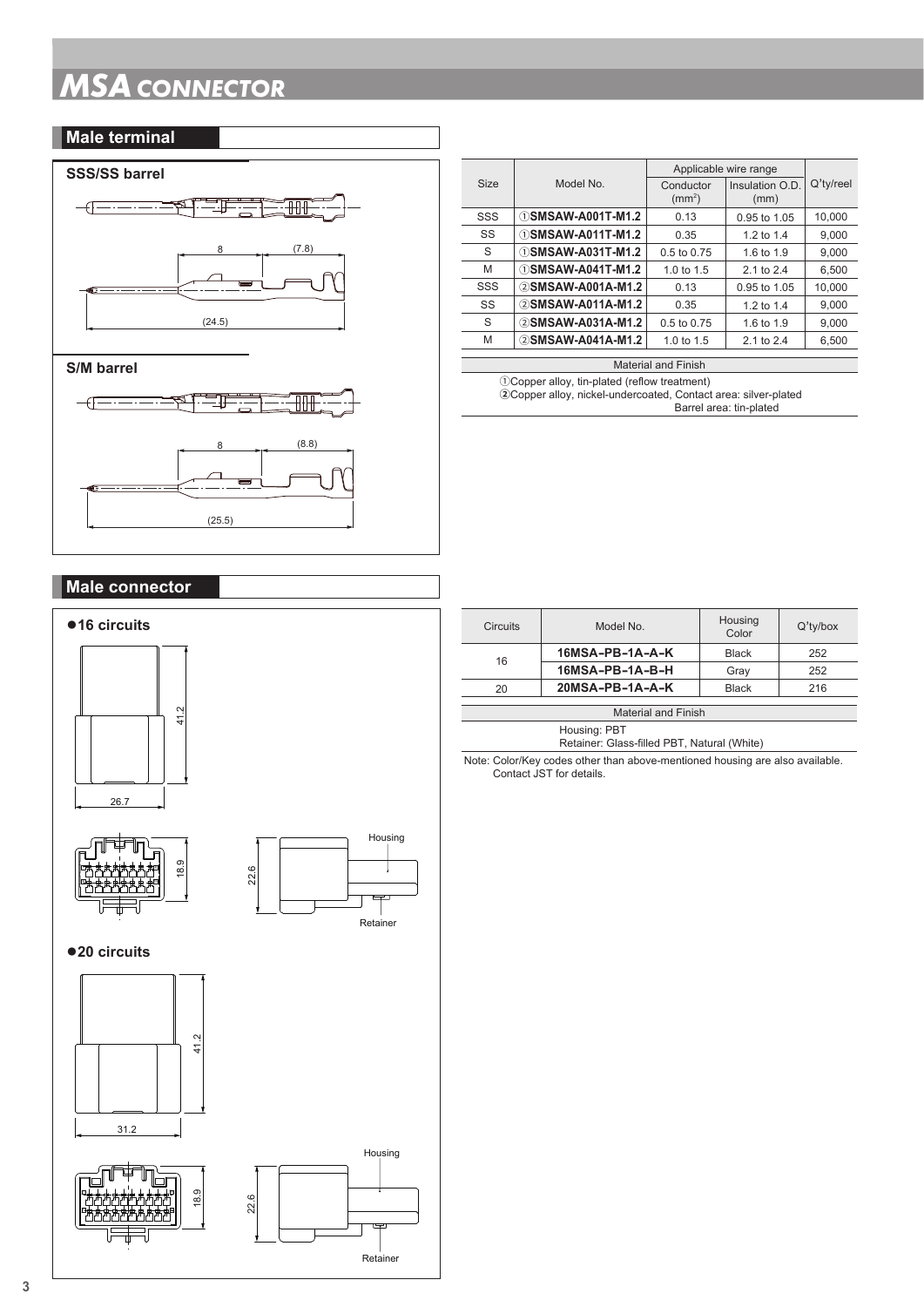# MSA CONNECTOR

## Male terminal

### SSS/SS barrel

8 (7.8)

(24.5)

### S/M barrel

8 (8.8)

(25.5)

| Size | Model No. | Applicable wire range | | Q'ty/reel |
|---|---|---|---|---|
| | | Conductor ($mm^2$) | Insulation O.D. (mm) | |
| SSS | ①**SMSAW-A001T-M1.2** | 0.13 | 0.95 to 1.05 | 10,000 |
| SS | ①**SMSAW-A011T-M1.2** | 0.35 | 1.2 to 1.4 | 9,000 |
| S | ①**SMSAW-A031T-M1.2** | 0.5 to 0.75 | 1.6 to 1.9 | 9,000 |
| M | ①**SMSAW-A041T-M1.2** | 1.0 to 1.5 | 2.1 to 2.4 | 6,500 |
| SSS | ②**SMSAW-A001A-M1.2** | 0.13 | 0.95 to 1.05 | 10,000 |
| SS | ②**SMSAW-A011A-M1.2** | 0.35 | 1.2 to 1.4 | 9,000 |
| S | ②**SMSAW-A031A-M1.2** | 0.5 to 0.75 | 1.6 to 1.9 | 9,000 |
| M | ②**SMSAW-A041A-M1.2** | 1.0 to 1.5 | 2.1 to 2.4 | 6,500 |

**Material and Finish**

①Copper alloy, tin-plated (reflow treatment)
②Copper alloy, nickel-undercoated, Contact area: silver-plated
Barrel area: tin-plated

## Male connector

### ●16 circuits

41.2

26.7

18.9

22.6

Housing

Retainer

### ●20 circuits

41.2

31.2

18.9

22.6

Housing

Retainer

| Circuits | Model No. | Housing Color | Q'ty/box |
|---|---|---|---|
| 16 | **16MSA-PB-1A-A-K** | Black | 252 |
| | **16MSA-PB-1A-B-H** | Gray | 252 |
| 20 | **20MSA-PB-1A-A-K** | Black | 216 |

**Material and Finish**

Housing: PBT
Retainer: Glass-filled PBT, Natural (White)

Note: Color/Key codes other than above-mentioned housing are also available. Contact JST for details.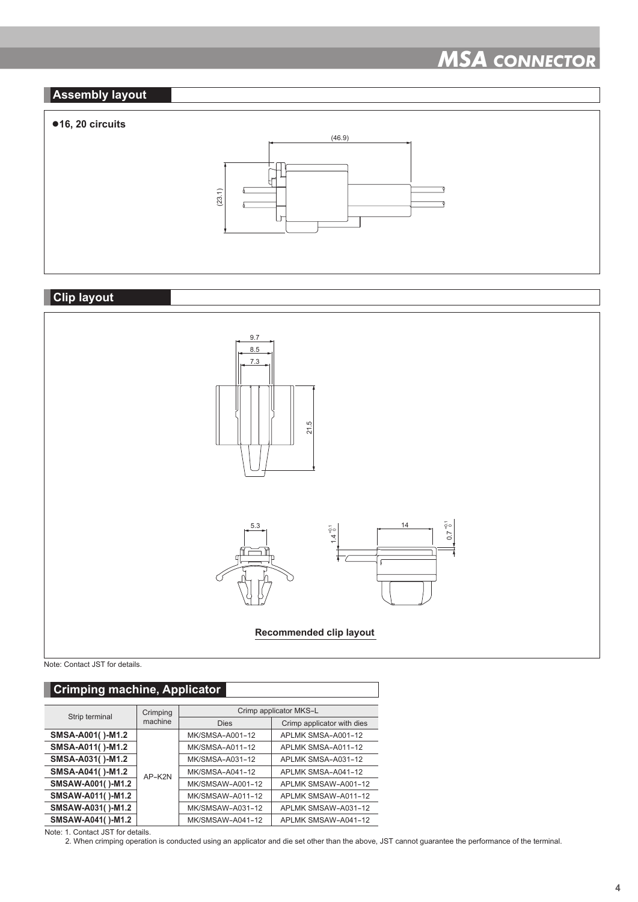## Assembly layout

●16, 20 circuits

(46.9)

(23.1)

## Clip layout

9.7

8.5

7.3

21.5

5.3

$1.4^{+0.1}_{0}$

14

$0.7^{+0.1}_{0}$

**Recommended clip layout**

Note: Contact JST for details.

## Crimping machine, Applicator

| Strip terminal | Crimping machine | Crimp applicator MKS-L | |
|---|---|---|---|
| | | Dies | Crimp applicator with dies |
| **SMSA-A001( )-M1.2** | AP-K2N | MK/SMSA-A001-12 | APLMK SMSA-A001-12 |
| **SMSA-A011( )-M1.2** | | MK/SMSA-A011-12 | APLMK SMSA-A011-12 |
| **SMSA-A031( )-M1.2** | | MK/SMSA-A031-12 | APLMK SMSA-A031-12 |
| **SMSA-A041( )-M1.2** | | MK/SMSA-A041-12 | APLMK SMSA-A041-12 |
| **SMSAW-A001( )-M1.2** | | MK/SMSAW-A001-12 | APLMK SMSAW-A001-12 |
| **SMSAW-A011( )-M1.2** | | MK/SMSAW-A011-12 | APLMK SMSAW-A011-12 |
| **SMSAW-A031( )-M1.2** | | MK/SMSAW-A031-12 | APLMK SMSAW-A031-12 |
| **SMSAW-A041( )-M1.2** | | MK/SMSAW-A041-12 | APLMK SMSAW-A041-12 |

Note: 1. Contact JST for details.
2. When crimping operation is conducted using an applicator and die set other than the above, JST cannot guarantee the performance of the terminal.